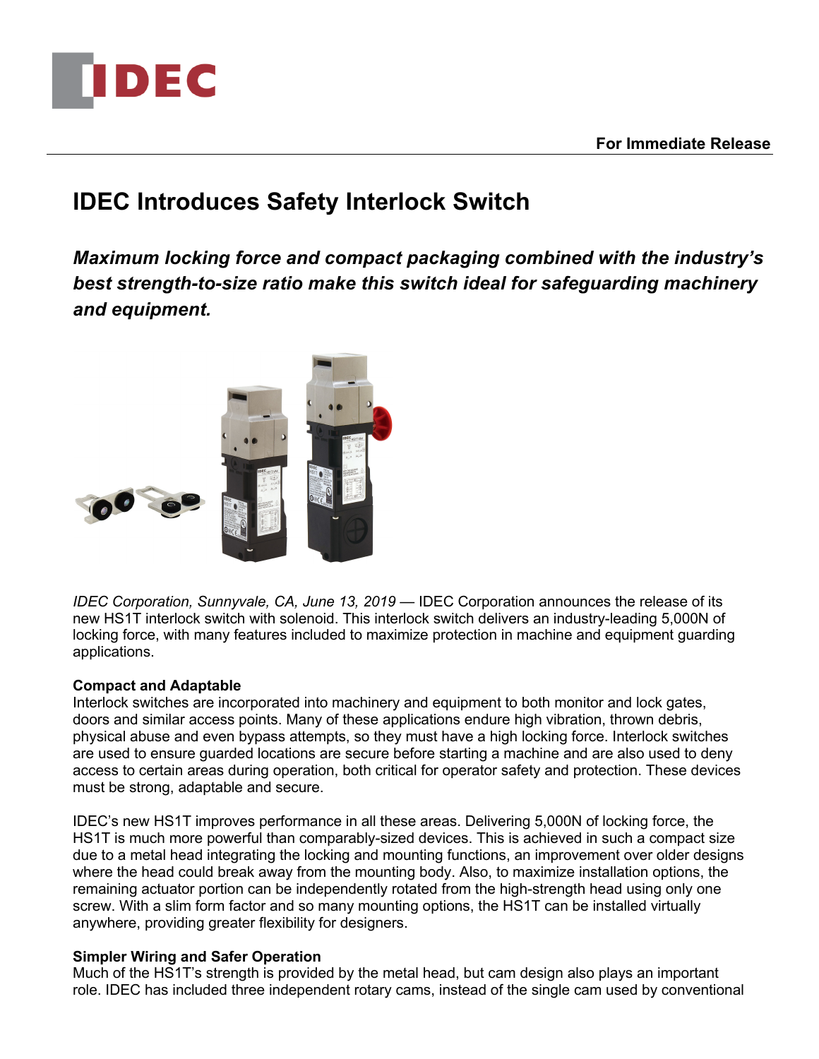For Immediate Release

# IDEC Introduces Safety Interlock Switch

***Maximum locking force and compact packaging combined with the industry's best strength-to-size ratio make this switch ideal for safeguarding machinery and equipment.***

*IDEC Corporation, Sunnyvale, CA, June 13, 2019* — IDEC Corporation announces the release of its new HS1T interlock switch with solenoid. This interlock switch delivers an industry-leading 5,000N of locking force, with many features included to maximize protection in machine and equipment guarding applications.

**Compact and Adaptable**

Interlock switches are incorporated into machinery and equipment to both monitor and lock gates, doors and similar access points. Many of these applications endure high vibration, thrown debris, physical abuse and even bypass attempts, so they must have a high locking force. Interlock switches are used to ensure guarded locations are secure before starting a machine and are also used to deny access to certain areas during operation, both critical for operator safety and protection. These devices must be strong, adaptable and secure.

IDEC's new HS1T improves performance in all these areas. Delivering 5,000N of locking force, the HS1T is much more powerful than comparably-sized devices. This is achieved in such a compact size due to a metal head integrating the locking and mounting functions, an improvement over older designs where the head could break away from the mounting body. Also, to maximize installation options, the remaining actuator portion can be independently rotated from the high-strength head using only one screw. With a slim form factor and so many mounting options, the HS1T can be installed virtually anywhere, providing greater flexibility for designers.

**Simpler Wiring and Safer Operation**

Much of the HS1T's strength is provided by the metal head, but cam design also plays an important role. IDEC has included three independent rotary cams, instead of the single cam used by conventional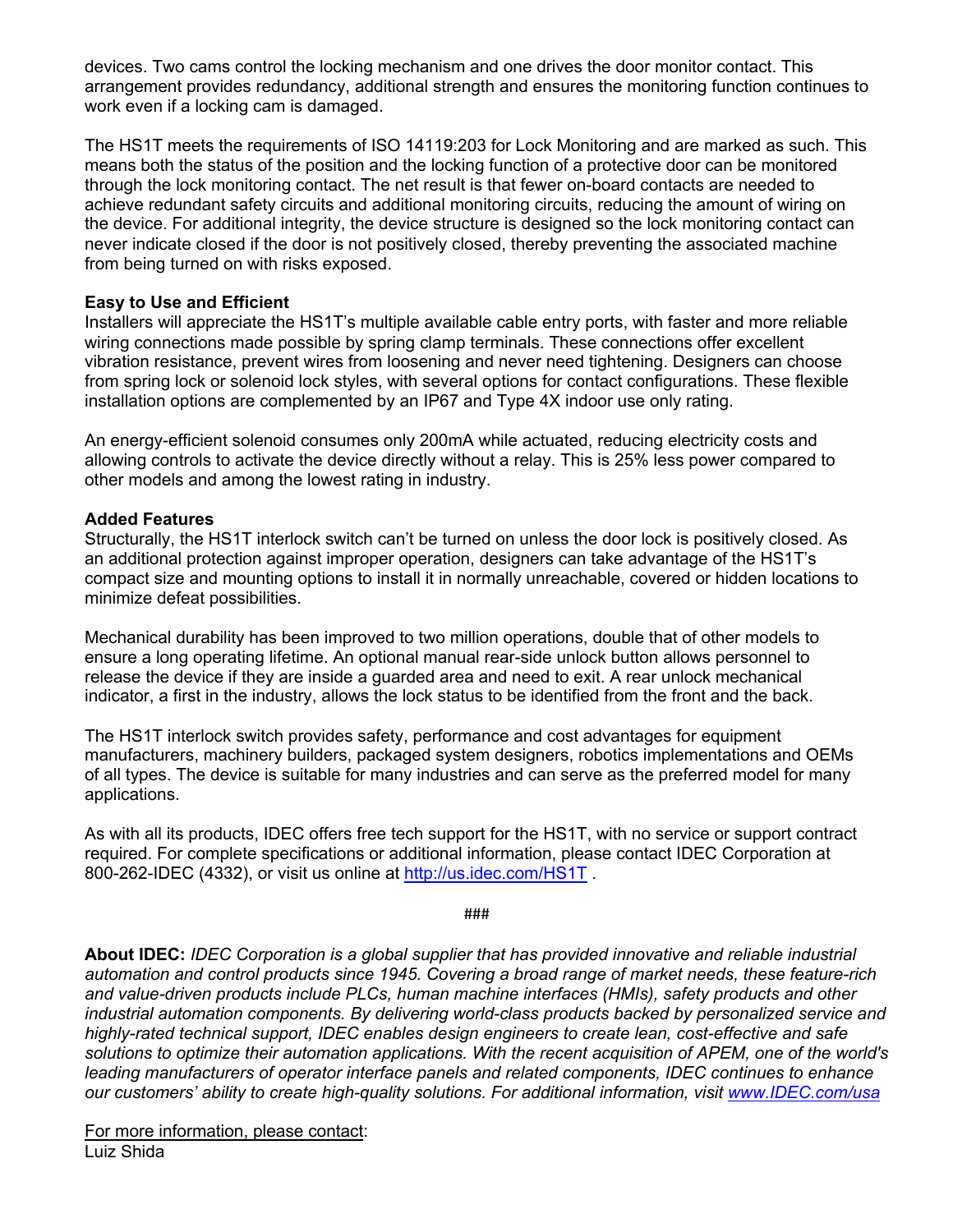devices. Two cams control the locking mechanism and one drives the door monitor contact. This arrangement provides redundancy, additional strength and ensures the monitoring function continues to work even if a locking cam is damaged.

The HS1T meets the requirements of ISO 14119:203 for Lock Monitoring and are marked as such. This means both the status of the position and the locking function of a protective door can be monitored through the lock monitoring contact. The net result is that fewer on-board contacts are needed to achieve redundant safety circuits and additional monitoring circuits, reducing the amount of wiring on the device. For additional integrity, the device structure is designed so the lock monitoring contact can never indicate closed if the door is not positively closed, thereby preventing the associated machine from being turned on with risks exposed.

**Easy to Use and Efficient**

Installers will appreciate the HS1T's multiple available cable entry ports, with faster and more reliable wiring connections made possible by spring clamp terminals. These connections offer excellent vibration resistance, prevent wires from loosening and never need tightening. Designers can choose from spring lock or solenoid lock styles, with several options for contact configurations. These flexible installation options are complemented by an IP67 and Type 4X indoor use only rating.

An energy-efficient solenoid consumes only 200mA while actuated, reducing electricity costs and allowing controls to activate the device directly without a relay. This is 25% less power compared to other models and among the lowest rating in industry.

**Added Features**

Structurally, the HS1T interlock switch can't be turned on unless the door lock is positively closed. As an additional protection against improper operation, designers can take advantage of the HS1T's compact size and mounting options to install it in normally unreachable, covered or hidden locations to minimize defeat possibilities.

Mechanical durability has been improved to two million operations, double that of other models to ensure a long operating lifetime. An optional manual rear-side unlock button allows personnel to release the device if they are inside a guarded area and need to exit. A rear unlock mechanical indicator, a first in the industry, allows the lock status to be identified from the front and the back.

The HS1T interlock switch provides safety, performance and cost advantages for equipment manufacturers, machinery builders, packaged system designers, robotics implementations and OEMs of all types. The device is suitable for many industries and can serve as the preferred model for many applications.

As with all its products, IDEC offers free tech support for the HS1T, with no service or support contract required. For complete specifications or additional information, please contact IDEC Corporation at 800-262-IDEC (4332), or visit us online at http://us.idec.com/HS1T .

###

**About IDEC:** *IDEC Corporation is a global supplier that has provided innovative and reliable industrial automation and control products since 1945. Covering a broad range of market needs, these feature-rich and value-driven products include PLCs, human machine interfaces (HMIs), safety products and other industrial automation components. By delivering world-class products backed by personalized service and highly-rated technical support, IDEC enables design engineers to create lean, cost-effective and safe solutions to optimize their automation applications. With the recent acquisition of APEM, one of the world's leading manufacturers of operator interface panels and related components, IDEC continues to enhance our customers' ability to create high-quality solutions. For additional information, visit www.IDEC.com/usa*

For more information, please contact:
Luiz Shida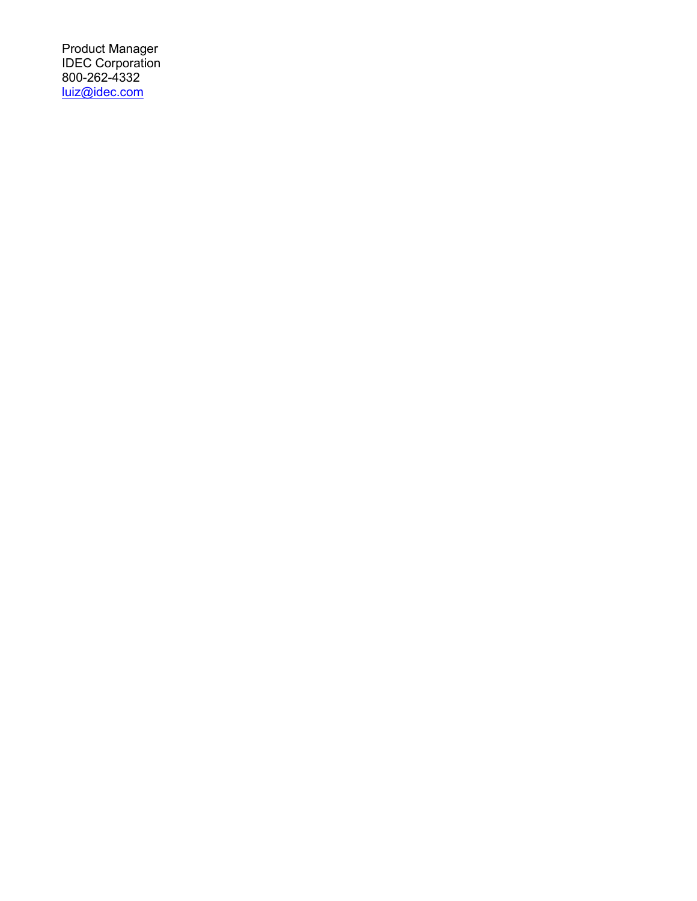Product Manager
IDEC Corporation
800-262-4332
luiz@idec.com